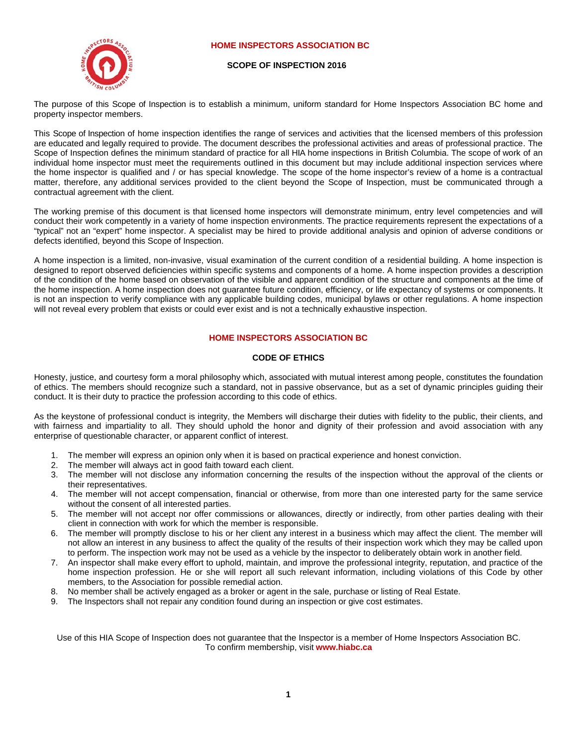# HOME INSPECTORS ASSOCIATION BC

## SCOPE OF INSPECTION 2016

The purpose of this Scope of Inspection is to establish a minimum, uniform standard for Home Inspectors Association BC home and property inspector members.

This Scope of Inspection of home inspection identifies the range of services and activities that the licensed members of this profession are educated and legally required to provide. The document describes the professional activities and areas of professional practice. The Scope of Inspection defines the minimum standard of practice for all HIA home inspections in British Columbia. The scope of work of an individual home inspector must meet the requirements outlined in this document but may include additional inspection services where the home inspector is qualified and / or has special knowledge. The scope of the home inspector's review of a home is a contractual matter, therefore, any additional services provided to the client beyond the Scope of Inspection, must be communicated through a contractual agreement with the client.

The working premise of this document is that licensed home inspectors will demonstrate minimum, entry level competencies and will conduct their work competently in a variety of home inspection environments. The practice requirements represent the expectations of a "typical" not an "expert" home inspector. A specialist may be hired to provide additional analysis and opinion of adverse conditions or defects identified, beyond this Scope of Inspection.

A home inspection is a limited, non-invasive, visual examination of the current condition of a residential building. A home inspection is designed to report observed deficiencies within specific systems and components of a home. A home inspection provides a description of the condition of the home based on observation of the visible and apparent condition of the structure and components at the time of the home inspection. A home inspection does not guarantee future condition, efficiency, or life expectancy of systems or components. It is not an inspection to verify compliance with any applicable building codes, municipal bylaws or other regulations. A home inspection will not reveal every problem that exists or could ever exist and is not a technically exhaustive inspection.

# HOME INSPECTORS ASSOCIATION BC

## CODE OF ETHICS

Honesty, justice, and courtesy form a moral philosophy which, associated with mutual interest among people, constitutes the foundation of ethics. The members should recognize such a standard, not in passive observance, but as a set of dynamic principles guiding their conduct. It is their duty to practice the profession according to this code of ethics.

As the keystone of professional conduct is integrity, the Members will discharge their duties with fidelity to the public, their clients, and with fairness and impartiality to all. They should uphold the honor and dignity of their profession and avoid association with any enterprise of questionable character, or apparent conflict of interest.

1. The member will express an opinion only when it is based on practical experience and honest conviction.
2. The member will always act in good faith toward each client.
3. The member will not disclose any information concerning the results of the inspection without the approval of the clients or their representatives.
4. The member will not accept compensation, financial or otherwise, from more than one interested party for the same service without the consent of all interested parties.
5. The member will not accept nor offer commissions or allowances, directly or indirectly, from other parties dealing with their client in connection with work for which the member is responsible.
6. The member will promptly disclose to his or her client any interest in a business which may affect the client. The member will not allow an interest in any business to affect the quality of the results of their inspection work which they may be called upon to perform. The inspection work may not be used as a vehicle by the inspector to deliberately obtain work in another field.
7. An inspector shall make every effort to uphold, maintain, and improve the professional integrity, reputation, and practice of the home inspection profession. He or she will report all such relevant information, including violations of this Code by other members, to the Association for possible remedial action.
8. No member shall be actively engaged as a broker or agent in the sale, purchase or listing of Real Estate.
9. The Inspectors shall not repair any condition found during an inspection or give cost estimates.

Use of this HIA Scope of Inspection does not guarantee that the Inspector is a member of Home Inspectors Association BC.
To confirm membership, visit **www.hiabc.ca**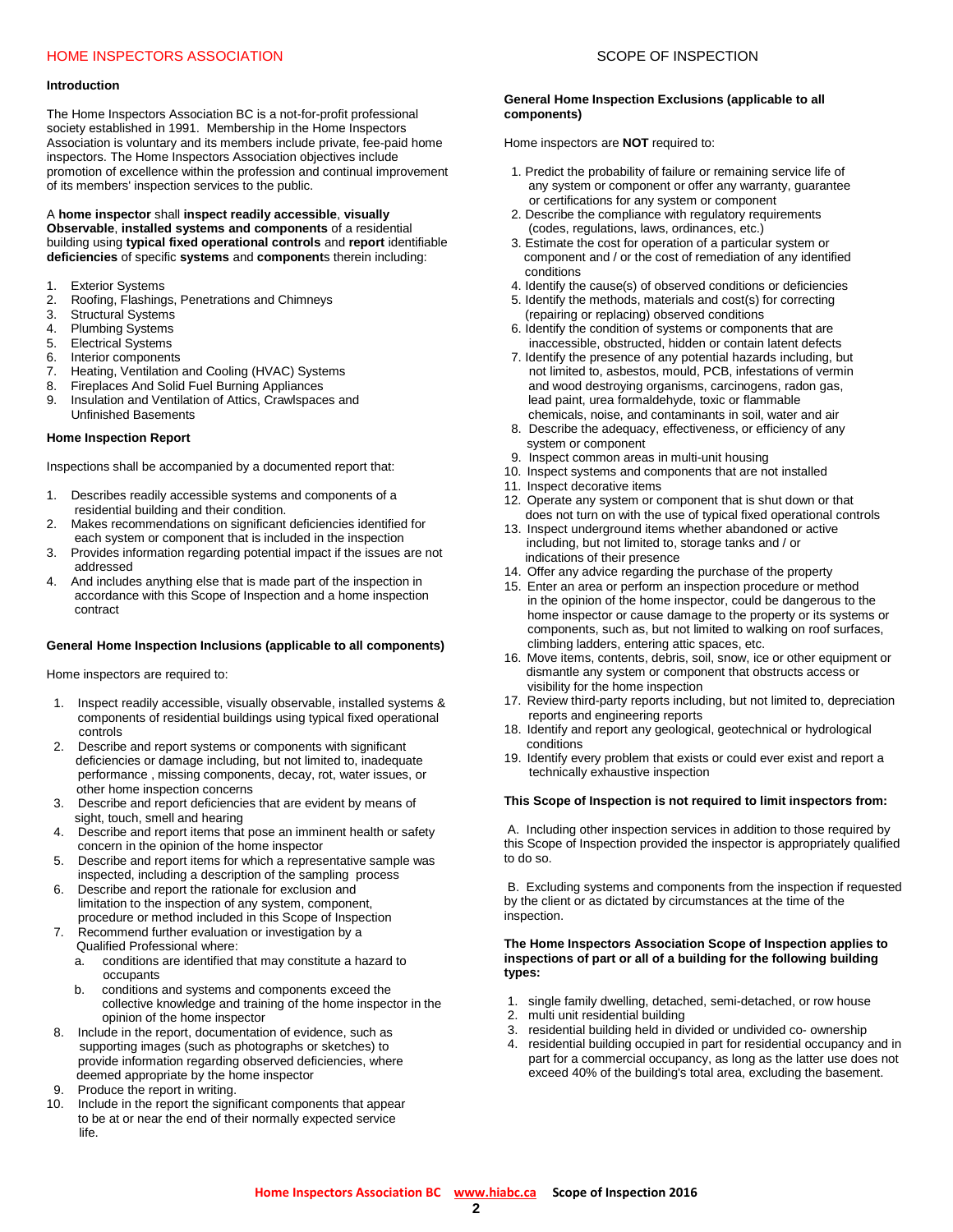## Introduction

The Home Inspectors Association BC is a not-for-profit professional society established in 1991. Membership in the Home Inspectors Association is voluntary and its members include private, fee-paid home inspectors. The Home Inspectors Association objectives include promotion of excellence within the profession and continual improvement of its members' inspection services to the public.

A **home inspector** shall **inspect readily accessible**, **visually Observable**, **installed systems and components** of a residential building using **typical fixed operational controls** and **report** identifiable **deficiencies** of specific **systems** and **component**s therein including:

1. Exterior Systems
2. Roofing, Flashings, Penetrations and Chimneys
3. Structural Systems
4. Plumbing Systems
5. Electrical Systems
6. Interior components
7. Heating, Ventilation and Cooling (HVAC) Systems
8. Fireplaces And Solid Fuel Burning Appliances
9. Insulation and Ventilation of Attics, Crawlspaces and Unfinished Basements

## Home Inspection Report

Inspections shall be accompanied by a documented report that:

1. Describes readily accessible systems and components of a residential building and their condition.
2. Makes recommendations on significant deficiencies identified for each system or component that is included in the inspection
3. Provides information regarding potential impact if the issues are not addressed
4. And includes anything else that is made part of the inspection in accordance with this Scope of Inspection and a home inspection contract

## General Home Inspection Inclusions (applicable to all components)

Home inspectors are required to:

1. Inspect readily accessible, visually observable, installed systems & components of residential buildings using typical fixed operational controls
2. Describe and report systems or components with significant deficiencies or damage including, but not limited to, inadequate performance , missing components, decay, rot, water issues, or other home inspection concerns
3. Describe and report deficiencies that are evident by means of sight, touch, smell and hearing
4. Describe and report items that pose an imminent health or safety concern in the opinion of the home inspector
5. Describe and report items for which a representative sample was inspected, including a description of the sampling process
6. Describe and report the rationale for exclusion and limitation to the inspection of any system, component, procedure or method included in this Scope of Inspection
7. Recommend further evaluation or investigation by a Qualified Professional where:
   a. conditions are identified that may constitute a hazard to occupants
   b. conditions and systems and components exceed the collective knowledge and training of the home inspector in the opinion of the home inspector
8. Include in the report, documentation of evidence, such as supporting images (such as photographs or sketches) to provide information regarding observed deficiencies, where deemed appropriate by the home inspector
9. Produce the report in writing.
10. Include in the report the significant components that appear to be at or near the end of their normally expected service life.

## General Home Inspection Exclusions (applicable to all components)

Home inspectors are **NOT** required to:

1. Predict the probability of failure or remaining service life of any system or component or offer any warranty, guarantee or certifications for any system or component
2. Describe the compliance with regulatory requirements (codes, regulations, laws, ordinances, etc.)
3. Estimate the cost for operation of a particular system or component and / or the cost of remediation of any identified conditions
4. Identify the cause(s) of observed conditions or deficiencies
5. Identify the methods, materials and cost(s) for correcting (repairing or replacing) observed conditions
6. Identify the condition of systems or components that are inaccessible, obstructed, hidden or contain latent defects
7. Identify the presence of any potential hazards including, but not limited to, asbestos, mould, PCB, infestations of vermin and wood destroying organisms, carcinogens, radon gas, lead paint, urea formaldehyde, toxic or flammable chemicals, noise, and contaminants in soil, water and air
8. Describe the adequacy, effectiveness, or efficiency of any system or component
9. Inspect common areas in multi-unit housing
10. Inspect systems and components that are not installed
11. Inspect decorative items
12. Operate any system or component that is shut down or that does not turn on with the use of typical fixed operational controls
13. Inspect underground items whether abandoned or active including, but not limited to, storage tanks and / or indications of their presence
14. Offer any advice regarding the purchase of the property
15. Enter an area or perform an inspection procedure or method in the opinion of the home inspector, could be dangerous to the home inspector or cause damage to the property or its systems or components, such as, but not limited to walking on roof surfaces, climbing ladders, entering attic spaces, etc.
16. Move items, contents, debris, soil, snow, ice or other equipment or dismantle any system or component that obstructs access or visibility for the home inspection
17. Review third-party reports including, but not limited to, depreciation reports and engineering reports
18. Identify and report any geological, geotechnical or hydrological conditions
19. Identify every problem that exists or could ever exist and report a technically exhaustive inspection

## This Scope of Inspection is not required to limit inspectors from:

A. Including other inspection services in addition to those required by this Scope of Inspection provided the inspector is appropriately qualified to do so.

B. Excluding systems and components from the inspection if requested by the client or as dictated by circumstances at the time of the inspection.

## The Home Inspectors Association Scope of Inspection applies to inspections of part or all of a building for the following building types:

1. single family dwelling, detached, semi-detached, or row house
2. multi unit residential building
3. residential building held in divided or undivided co- ownership
4. residential building occupied in part for residential occupancy and in part for a commercial occupancy, as long as the latter use does not exceed 40% of the building's total area, excluding the basement.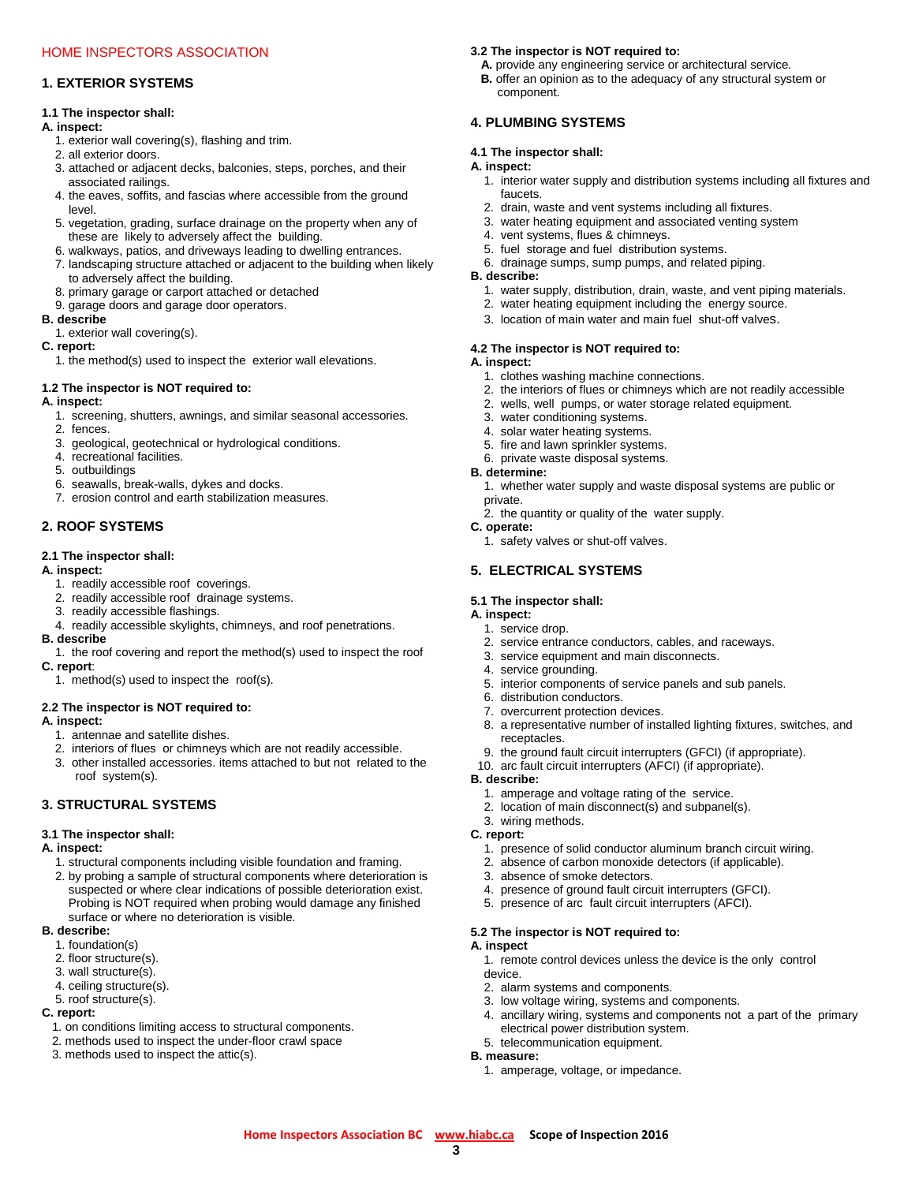HOME INSPECTORS ASSOCIATION

## 1. EXTERIOR SYSTEMS

**1.1 The inspector shall:**

**A. inspect:**

1. exterior wall covering(s), flashing and trim.
2. all exterior doors.
3. attached or adjacent decks, balconies, steps, porches, and their associated railings.
4. the eaves, soffits, and fascias where accessible from the ground level.
5. vegetation, grading, surface drainage on the property when any of these are likely to adversely affect the building.
6. walkways, patios, and driveways leading to dwelling entrances.
7. landscaping structure attached or adjacent to the building when likely to adversely affect the building.
8. primary garage or carport attached or detached
9. garage doors and garage door operators.

**B. describe**

1. exterior wall covering(s).

**C. report:**

1. the method(s) used to inspect the exterior wall elevations.

**1.2 The inspector is NOT required to:**

**A. inspect:**

1. screening, shutters, awnings, and similar seasonal accessories.
2. fences.
3. geological, geotechnical or hydrological conditions.
4. recreational facilities.
5. outbuildings
6. seawalls, break-walls, dykes and docks.
7. erosion control and earth stabilization measures.

## 2. ROOF SYSTEMS

**2.1 The inspector shall:**

**A. inspect:**

1. readily accessible roof coverings.
2. readily accessible roof drainage systems.
3. readily accessible flashings.
4. readily accessible skylights, chimneys, and roof penetrations.

**B. describe**

1. the roof covering and report the method(s) used to inspect the roof

**C. report**:

1. method(s) used to inspect the roof(s).

**2.2 The inspector is NOT required to:**

**A. inspect:**

1. antennae and satellite dishes.
2. interiors of flues or chimneys which are not readily accessible.
3. other installed accessories. items attached to but not related to the roof system(s).

## 3. STRUCTURAL SYSTEMS

**3.1 The inspector shall:**

**A. inspect:**

1. structural components including visible foundation and framing.
2. by probing a sample of structural components where deterioration is suspected or where clear indications of possible deterioration exist. Probing is NOT required when probing would damage any finished surface or where no deterioration is visible.

**B. describe:**

1. foundation(s)
2. floor structure(s).
3. wall structure(s).
4. ceiling structure(s).
5. roof structure(s).

**C. report:**

1. on conditions limiting access to structural components.
2. methods used to inspect the under-floor crawl space
3. methods used to inspect the attic(s).

**3.2 The inspector is NOT required to:**

**A.** provide any engineering service or architectural service.

**B.** offer an opinion as to the adequacy of any structural system or component.

## 4. PLUMBING SYSTEMS

**4.1 The inspector shall:**

**A. inspect:**

1. interior water supply and distribution systems including all fixtures and faucets.
2. drain, waste and vent systems including all fixtures.
3. water heating equipment and associated venting system
4. vent systems, flues & chimneys.
5. fuel storage and fuel distribution systems.
6. drainage sumps, sump pumps, and related piping.

**B. describe:**

1. water supply, distribution, drain, waste, and vent piping materials.
2. water heating equipment including the energy source.
3. location of main water and main fuel shut-off valves.

**4.2 The inspector is NOT required to:**

**A. inspect:**

1. clothes washing machine connections.
2. the interiors of flues or chimneys which are not readily accessible
2. wells, well pumps, or water storage related equipment.
3. water conditioning systems.
4. solar water heating systems.
5. fire and lawn sprinkler systems.
6. private waste disposal systems.

**B. determine:**

1. whether water supply and waste disposal systems are public or private.
2. the quantity or quality of the water supply.

**C. operate:**

1. safety valves or shut-off valves.

## 5. ELECTRICAL SYSTEMS

**5.1 The inspector shall:**

**A. inspect:**

1. service drop.
2. service entrance conductors, cables, and raceways.
3. service equipment and main disconnects.
4. service grounding.
5. interior components of service panels and sub panels.
6. distribution conductors.
7. overcurrent protection devices.
8. a representative number of installed lighting fixtures, switches, and receptacles.
9. the ground fault circuit interrupters (GFCI) (if appropriate).
10. arc fault circuit interrupters (AFCI) (if appropriate).

**B. describe:**

1. amperage and voltage rating of the service.
2. location of main disconnect(s) and subpanel(s).
3. wiring methods.

**C. report:**

1. presence of solid conductor aluminum branch circuit wiring.
2. absence of carbon monoxide detectors (if applicable).
3. absence of smoke detectors.
4. presence of ground fault circuit interrupters (GFCI).
5. presence of arc fault circuit interrupters (AFCI).

**5.2 The inspector is NOT required to:**

**A. inspect**

1. remote control devices unless the device is the only control device.
2. alarm systems and components.
3. low voltage wiring, systems and components.
4. ancillary wiring, systems and components not a part of the primary electrical power distribution system.
5. telecommunication equipment.

**B. measure:**

1. amperage, voltage, or impedance.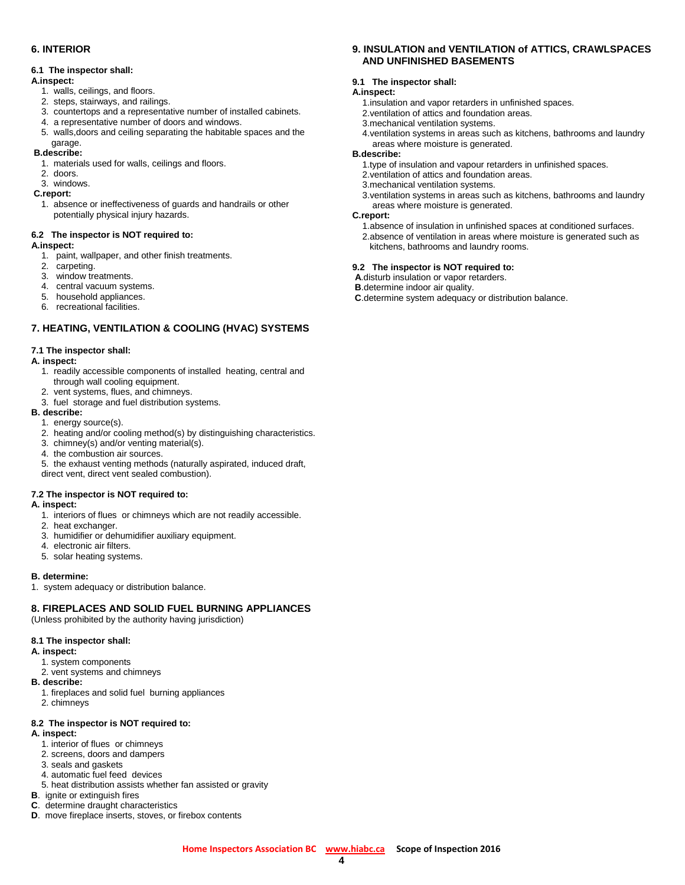## 6. INTERIOR

### 6.1 The inspector shall:

**A.inspect:**

1. walls, ceilings, and floors.
2. steps, stairways, and railings.
3. countertops and a representative number of installed cabinets.
4. a representative number of doors and windows.
5. walls,doors and ceiling separating the habitable spaces and the garage.

**B.describe:**

1. materials used for walls, ceilings and floors.
2. doors.
3. windows.

**C.report:**

1. absence or ineffectiveness of guards and handrails or other potentially physical injury hazards.

### 6.2 The inspector is NOT required to:

**A.inspect:**

1. paint, wallpaper, and other finish treatments.
2. carpeting.
3. window treatments.
4. central vacuum systems.
5. household appliances.
6. recreational facilities.

## 7. HEATING, VENTILATION & COOLING (HVAC) SYSTEMS

### 7.1 The inspector shall:

**A. inspect:**

1. readily accessible components of installed heating, central and through wall cooling equipment.
2. vent systems, flues, and chimneys.
3. fuel storage and fuel distribution systems.

**B. describe:**

1. energy source(s).
2. heating and/or cooling method(s) by distinguishing characteristics.
3. chimney(s) and/or venting material(s).
4. the combustion air sources.
5. the exhaust venting methods (naturally aspirated, induced draft, direct vent, direct vent sealed combustion).

### 7.2 The inspector is NOT required to:

**A. inspect:**

1. interiors of flues or chimneys which are not readily accessible.
2. heat exchanger.
3. humidifier or dehumidifier auxiliary equipment.
4. electronic air filters.
5. solar heating systems.

**B. determine:**

1. system adequacy or distribution balance.

## 8. FIREPLACES AND SOLID FUEL BURNING APPLIANCES

(Unless prohibited by the authority having jurisdiction)

### 8.1 The inspector shall:

**A. inspect:**

1. system components
2. vent systems and chimneys

**B. describe:**

1. fireplaces and solid fuel burning appliances
2. chimneys

### 8.2 The inspector is NOT required to:

**A. inspect:**

1. interior of flues or chimneys
2. screens, doors and dampers
3. seals and gaskets
4. automatic fuel feed devices
5. heat distribution assists whether fan assisted or gravity

**B**. ignite or extinguish fires

**C**. determine draught characteristics

**D**. move fireplace inserts, stoves, or firebox contents

## 9. INSULATION and VENTILATION of ATTICS, CRAWLSPACES AND UNFINISHED BASEMENTS

### 9.1 The inspector shall:

**A.inspect:**

1. insulation and vapor retarders in unfinished spaces.
2. ventilation of attics and foundation areas.
3. mechanical ventilation systems.
4. ventilation systems in areas such as kitchens, bathrooms and laundry areas where moisture is generated.

**B.describe:**

1. type of insulation and vapour retarders in unfinished spaces.
2. ventilation of attics and foundation areas.
3. mechanical ventilation systems.
3. ventilation systems in areas such as kitchens, bathrooms and laundry areas where moisture is generated.

**C.report:**

1. absence of insulation in unfinished spaces at conditioned surfaces.
2. absence of ventilation in areas where moisture is generated such as kitchens, bathrooms and laundry rooms.

### 9.2 The inspector is NOT required to:

**A**.disturb insulation or vapor retarders.

**B**.determine indoor air quality.

**C**.determine system adequacy or distribution balance.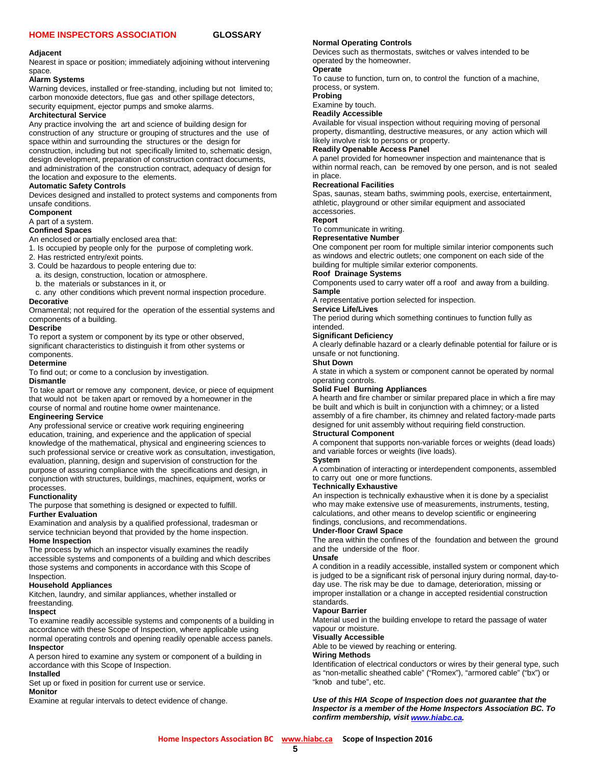**HOME INSPECTORS ASSOCIATION** **GLOSSARY**

**Adjacent**
Nearest in space or position; immediately adjoining without intervening space.

**Alarm Systems**
Warning devices, installed or free-standing, including but not limited to; carbon monoxide detectors, flue gas and other spillage detectors, security equipment, ejector pumps and smoke alarms.

**Architectural Service**
Any practice involving the art and science of building design for construction of any structure or grouping of structures and the use of space within and surrounding the structures or the design for construction, including but not specifically limited to, schematic design, design development, preparation of construction contract documents, and administration of the construction contract, adequacy of design for the location and exposure to the elements.

**Automatic Safety Controls**
Devices designed and installed to protect systems and components from unsafe conditions.

**Component**
A part of a system.

**Confined Spaces**
An enclosed or partially enclosed area that:
1. Is occupied by people only for the purpose of completing work.
2. Has restricted entry/exit points.
3. Could be hazardous to people entering due to:
   a. its design, construction, location or atmosphere.
   b. the materials or substances in it, or
   c. any other conditions which prevent normal inspection procedure.

**Decorative**
Ornamental; not required for the operation of the essential systems and components of a building.

**Describe**
To report a system or component by its type or other observed, significant characteristics to distinguish it from other systems or components.

**Determine**
To find out; or come to a conclusion by investigation.

**Dismantle**
To take apart or remove any component, device, or piece of equipment that would not be taken apart or removed by a homeowner in the course of normal and routine home owner maintenance.

**Engineering Service**
Any professional service or creative work requiring engineering education, training, and experience and the application of special knowledge of the mathematical, physical and engineering sciences to such professional service or creative work as consultation, investigation, evaluation, planning, design and supervision of construction for the purpose of assuring compliance with the specifications and design, in conjunction with structures, buildings, machines, equipment, works or processes.

**Functionality**
The purpose that something is designed or expected to fulfill.

**Further Evaluation**
Examination and analysis by a qualified professional, tradesman or service technician beyond that provided by the home inspection.

**Home Inspection**
The process by which an inspector visually examines the readily accessible systems and components of a building and which describes those systems and components in accordance with this Scope of Inspection.

**Household Appliances**
Kitchen, laundry, and similar appliances, whether installed or freestanding.

**Inspect**
To examine readily accessible systems and components of a building in accordance with these Scope of Inspection, where applicable using normal operating controls and opening readily openable access panels.

**Inspector**
A person hired to examine any system or component of a building in accordance with this Scope of Inspection.

**Installed**
Set up or fixed in position for current use or service.

**Monitor**
Examine at regular intervals to detect evidence of change.

**Normal Operating Controls**
Devices such as thermostats, switches or valves intended to be operated by the homeowner.

**Operate**
To cause to function, turn on, to control the function of a machine, process, or system.

**Probing**
Examine by touch.

**Readily Accessible**
Available for visual inspection without requiring moving of personal property, dismantling, destructive measures, or any action which will likely involve risk to persons or property.

**Readily Openable Access Panel**
A panel provided for homeowner inspection and maintenance that is within normal reach, can be removed by one person, and is not sealed in place.

**Recreational Facilities**
Spas, saunas, steam baths, swimming pools, exercise, entertainment, athletic, playground or other similar equipment and associated accessories.

**Report**
To communicate in writing.

**Representative Number**
One component per room for multiple similar interior components such as windows and electric outlets; one component on each side of the building for multiple similar exterior components.

**Roof Drainage Systems**
Components used to carry water off a roof and away from a building.

**Sample**
A representative portion selected for inspection.

**Service Life/Lives**
The period during which something continues to function fully as intended.

**Significant Deficiency**
A clearly definable hazard or a clearly definable potential for failure or is unsafe or not functioning.

**Shut Down**
A state in which a system or component cannot be operated by normal operating controls.

**Solid Fuel Burning Appliances**
A hearth and fire chamber or similar prepared place in which a fire may be built and which is built in conjunction with a chimney; or a listed assembly of a fire chamber, its chimney and related factory-made parts designed for unit assembly without requiring field construction.

**Structural Component**
A component that supports non-variable forces or weights (dead loads) and variable forces or weights (live loads).

**System**
A combination of interacting or interdependent components, assembled to carry out one or more functions.

**Technically Exhaustive**
An inspection is technically exhaustive when it is done by a specialist who may make extensive use of measurements, instruments, testing, calculations, and other means to develop scientific or engineering findings, conclusions, and recommendations.

**Under-floor Crawl Space**
The area within the confines of the foundation and between the ground and the underside of the floor.

**Unsafe**
A condition in a readily accessible, installed system or component which is judged to be a significant risk of personal injury during normal, day-to-day use. The risk may be due to damage, deterioration, missing or improper installation or a change in accepted residential construction standards.

**Vapour Barrier**
Material used in the building envelope to retard the passage of water vapour or moisture.

**Visually Accessible**
Able to be viewed by reaching or entering.

**Wiring Methods**
Identification of electrical conductors or wires by their general type, such as "non-metallic sheathed cable" ("Romex"), "armored cable" ("bx") or "knob and tube", etc.

***Use of this HIA Scope of Inspection does not guarantee that the Inspector is a member of the Home Inspectors Association BC. To confirm membership, visit [www.hiabc.ca](http://www.hiabc.ca).***